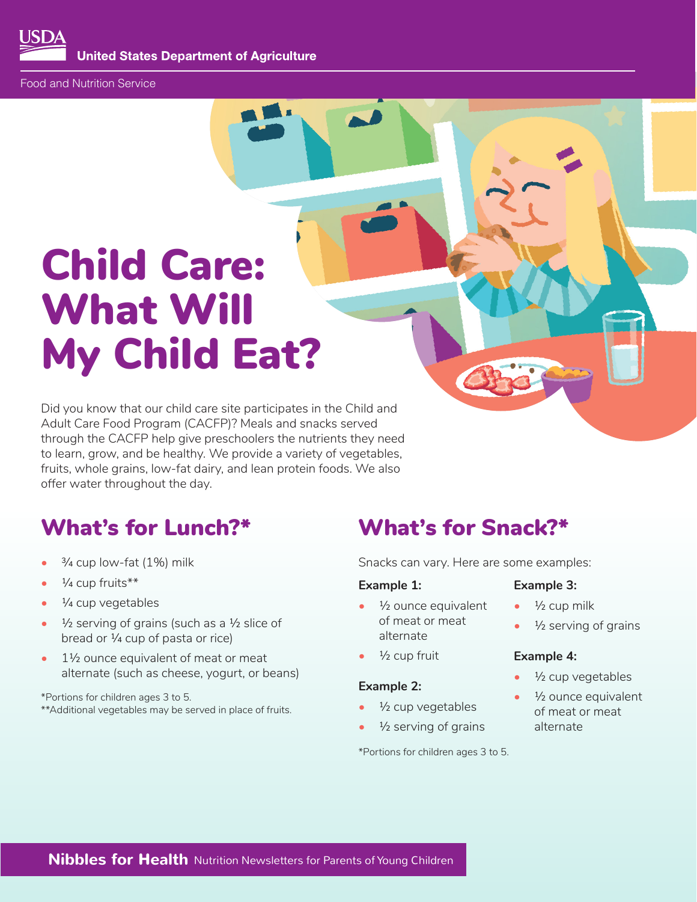USDA United States Department of Agriculture

Food and Nutrition Service

# Child Care: What Will My Child Eat?

Did you know that our child care site participates in the Child and Adult Care Food Program (CACFP)? Meals and snacks served through the CACFP help give preschoolers the nutrients they need to learn, grow, and be healthy. We provide a variety of vegetables, fruits, whole grains, low-fat dairy, and lean protein foods. We also offer water throughout the day.

## What's for Lunch?*

- ¾ cup low-fat (1%) milk
- ¼ cup fruits**
- ¼ cup vegetables
- ½ serving of grains (such as a ½ slice of bread or ¼ cup of pasta or rice)
- 1½ ounce equivalent of meat or meat alternate (such as cheese, yogurt, or beans)

*Portions for children ages 3 to 5.
**Additional vegetables may be served in place of fruits.

## What's for Snack?*

Snacks can vary. Here are some examples:

**Example 1:**

- ½ ounce equivalent of meat or meat alternate
- ½ cup fruit

**Example 2:**

- ½ cup vegetables
- ½ serving of grains

**Example 3:**

- ½ cup milk
- ½ serving of grains

**Example 4:**

- ½ cup vegetables
- ½ ounce equivalent of meat or meat alternate

*Portions for children ages 3 to 5.

**Nibbles for Health** Nutrition Newsletters for Parents of Young Children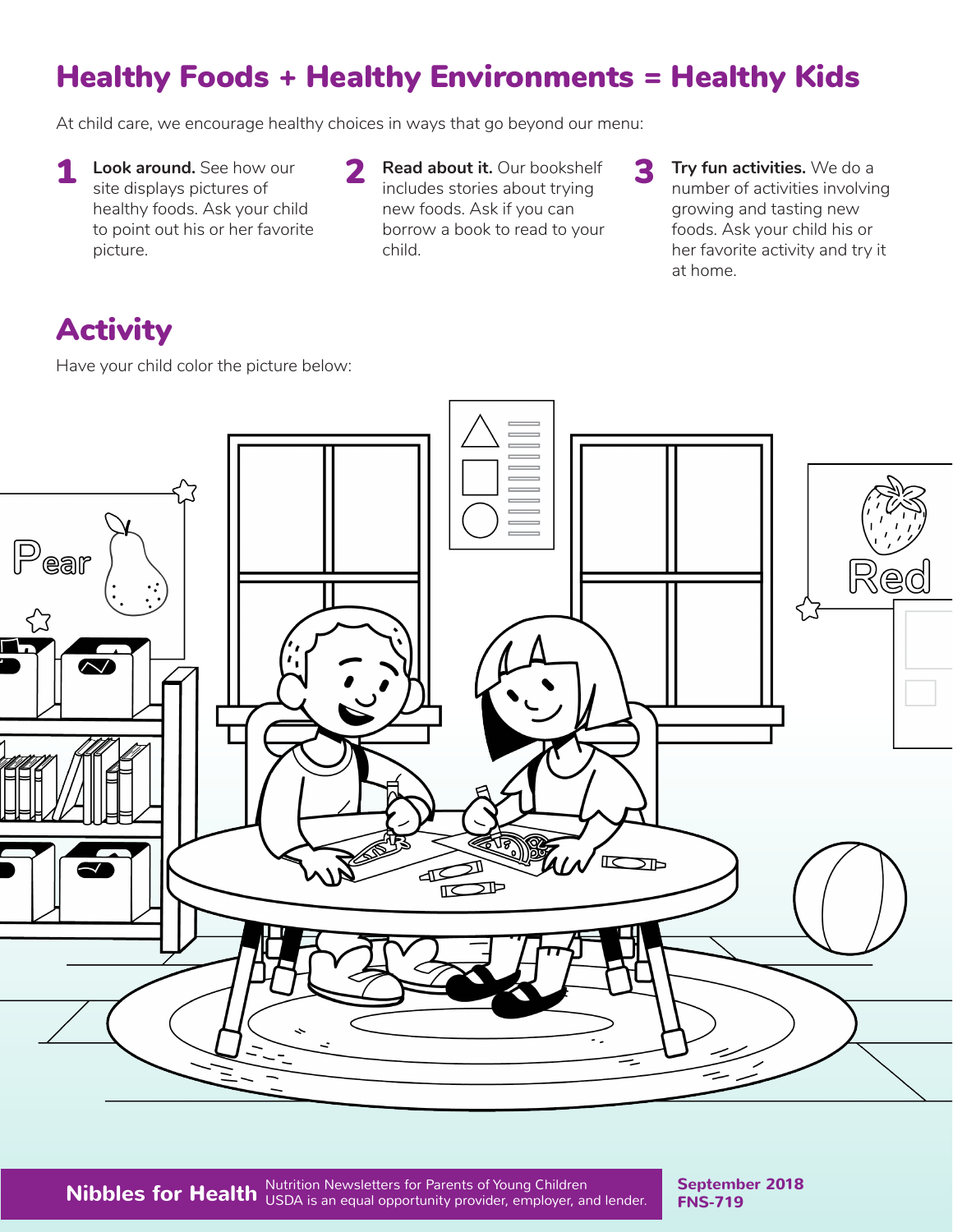# Healthy Foods + Healthy Environments = Healthy Kids

At child care, we encourage healthy choices in ways that go beyond our menu:

1. **Look around.** See how our site displays pictures of healthy foods. Ask your child to point out his or her favorite picture.
2. **Read about it.** Our bookshelf includes stories about trying new foods. Ask if you can borrow a book to read to your child.
3. **Try fun activities.** We do a number of activities involving growing and tasting new foods. Ask your child his or her favorite activity and try it at home.

## Activity

Have your child color the picture below:

**Nibbles for Health** Nutrition Newsletters for Parents of Young Children
USDA is an equal opportunity provider, employer, and lender.

**September 2018**
**FNS-719**